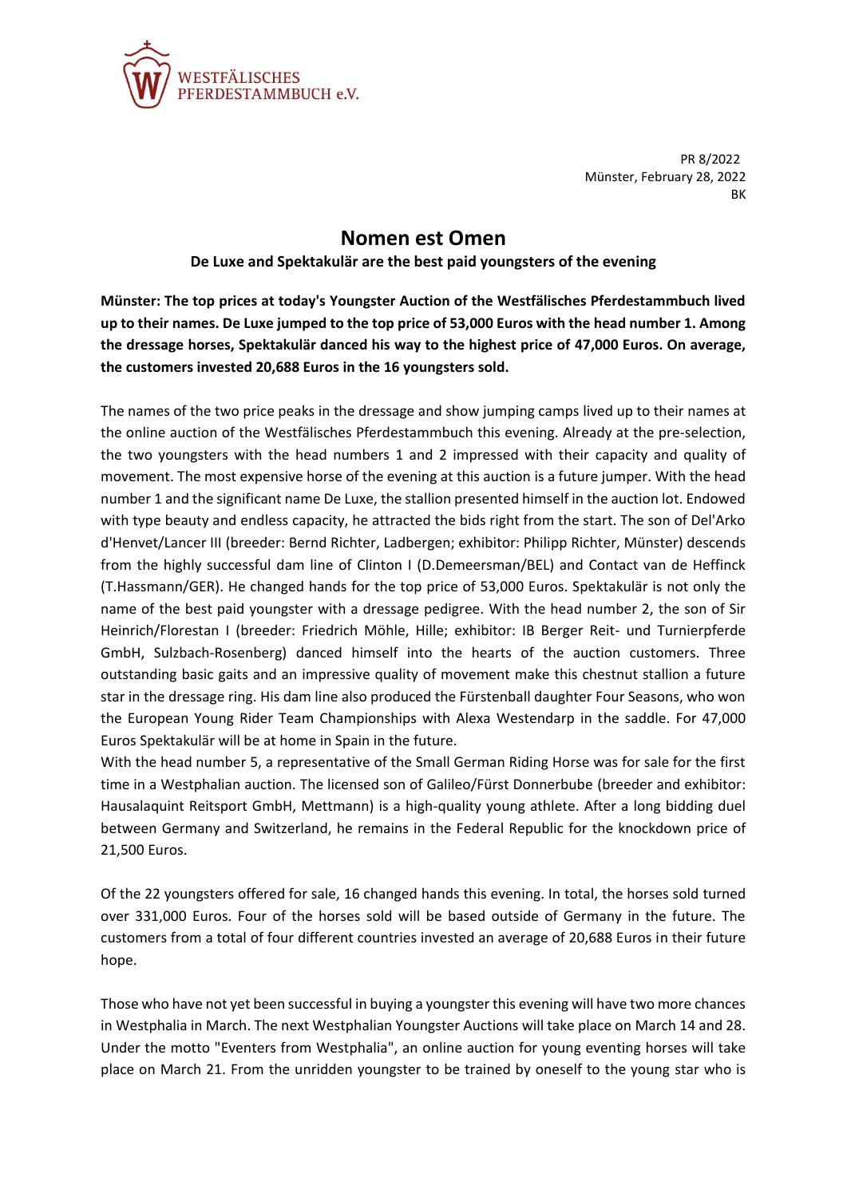WESTFÄLISCHES PFERDESTAMMBUCH e.V.

PR 8/2022
Münster, February 28, 2022
BK

# Nomen est Omen

**De Luxe and Spektakulär are the best paid youngsters of the evening**

**Münster: The top prices at today's Youngster Auction of the Westfälisches Pferdestammbuch lived up to their names. De Luxe jumped to the top price of 53,000 Euros with the head number 1. Among the dressage horses, Spektakulär danced his way to the highest price of 47,000 Euros. On average, the customers invested 20,688 Euros in the 16 youngsters sold.**

The names of the two price peaks in the dressage and show jumping camps lived up to their names at the online auction of the Westfälisches Pferdestammbuch this evening. Already at the pre-selection, the two youngsters with the head numbers 1 and 2 impressed with their capacity and quality of movement. The most expensive horse of the evening at this auction is a future jumper. With the head number 1 and the significant name De Luxe, the stallion presented himself in the auction lot. Endowed with type beauty and endless capacity, he attracted the bids right from the start. The son of Del'Arko d'Henvet/Lancer III (breeder: Bernd Richter, Ladbergen; exhibitor: Philipp Richter, Münster) descends from the highly successful dam line of Clinton I (D.Demeersman/BEL) and Contact van de Heffinck (T.Hassmann/GER). He changed hands for the top price of 53,000 Euros. Spektakulär is not only the name of the best paid youngster with a dressage pedigree. With the head number 2, the son of Sir Heinrich/Florestan I (breeder: Friedrich Möhle, Hille; exhibitor: IB Berger Reit- und Turnierpferde GmbH, Sulzbach-Rosenberg) danced himself into the hearts of the auction customers. Three outstanding basic gaits and an impressive quality of movement make this chestnut stallion a future star in the dressage ring. His dam line also produced the Fürstenball daughter Four Seasons, who won the European Young Rider Team Championships with Alexa Westendarp in the saddle. For 47,000 Euros Spektakulär will be at home in Spain in the future.
With the head number 5, a representative of the Small German Riding Horse was for sale for the first time in a Westphalian auction. The licensed son of Galileo/Fürst Donnerbube (breeder and exhibitor: Hausalaquint Reitsport GmbH, Mettmann) is a high-quality young athlete. After a long bidding duel between Germany and Switzerland, he remains in the Federal Republic for the knockdown price of 21,500 Euros.

Of the 22 youngsters offered for sale, 16 changed hands this evening. In total, the horses sold turned over 331,000 Euros. Four of the horses sold will be based outside of Germany in the future. The customers from a total of four different countries invested an average of 20,688 Euros in their future hope.

Those who have not yet been successful in buying a youngster this evening will have two more chances in Westphalia in March. The next Westphalian Youngster Auctions will take place on March 14 and 28. Under the motto "Eventers from Westphalia", an online auction for young eventing horses will take place on March 21. From the unridden youngster to be trained by oneself to the young star who is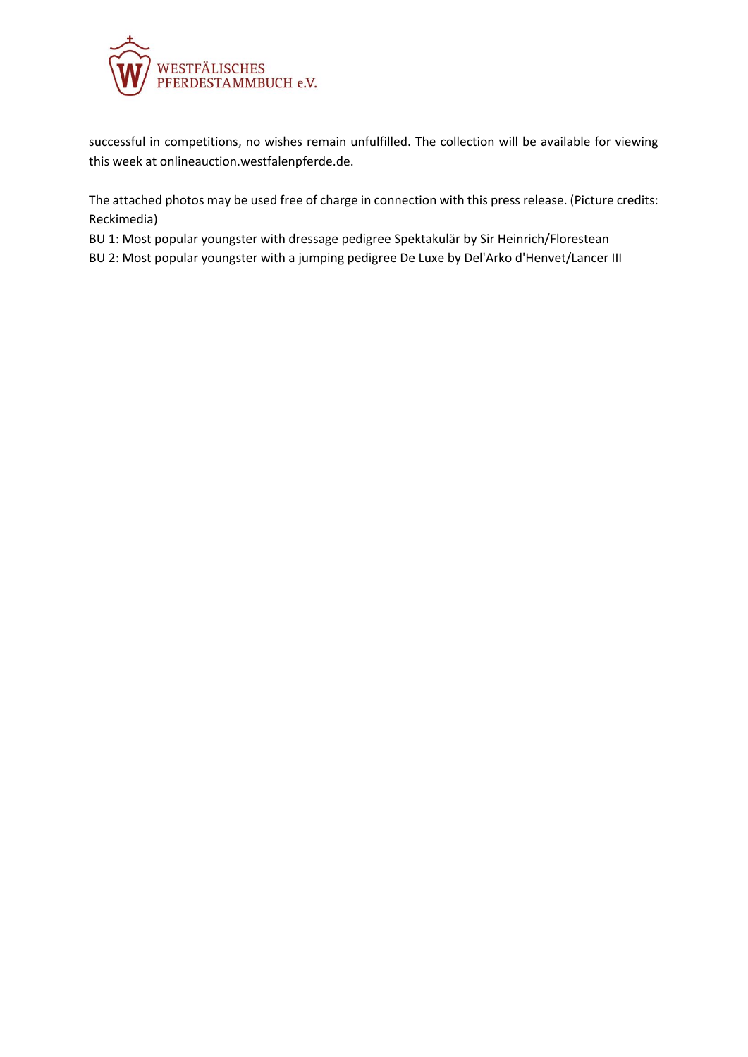successful in competitions, no wishes remain unfulfilled. The collection will be available for viewing this week at onlineauction.westfalenpferde.de.

The attached photos may be used free of charge in connection with this press release. (Picture credits: Reckimedia)

BU 1: Most popular youngster with dressage pedigree Spektakulär by Sir Heinrich/Florestean

BU 2: Most popular youngster with a jumping pedigree De Luxe by Del'Arko d'Henvet/Lancer III